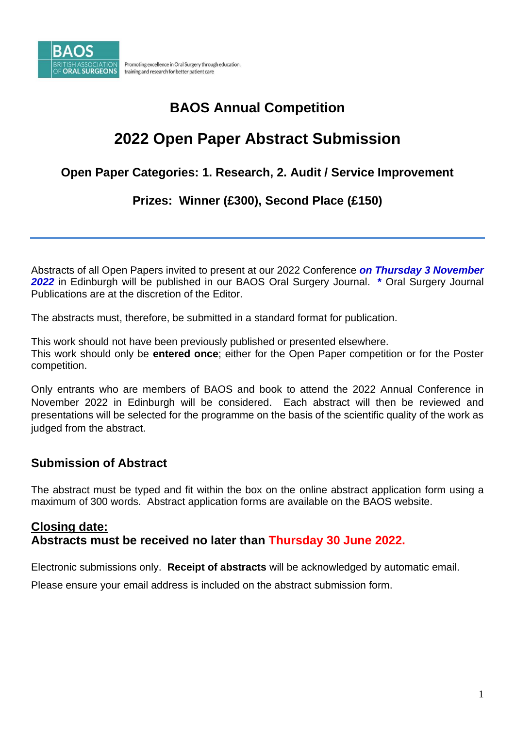BAOS
BRITISH ASSOCIATION OF ORAL SURGEONS

Promoting excellence in Oral Surgery through education, training and research for better patient care

# BAOS Annual Competition

# 2022 Open Paper Abstract Submission

### Open Paper Categories: 1. Research, 2. Audit / Service Improvement

### Prizes: Winner (£300), Second Place (£150)

---

Abstracts of all Open Papers invited to present at our 2022 Conference ***on Thursday 3 November 2022*** in Edinburgh will be published in our BAOS Oral Surgery Journal. **\*** Oral Surgery Journal Publications are at the discretion of the Editor.

The abstracts must, therefore, be submitted in a standard format for publication.

This work should not have been previously published or presented elsewhere.
This work should only be **entered once**; either for the Open Paper competition or for the Poster competition.

Only entrants who are members of BAOS and book to attend the 2022 Annual Conference in November 2022 in Edinburgh will be considered. Each abstract will then be reviewed and presentations will be selected for the programme on the basis of the scientific quality of the work as judged from the abstract.

## Submission of Abstract

The abstract must be typed and fit within the box on the online abstract application form using a maximum of 300 words. Abstract application forms are available on the BAOS website.

**Closing date:**
**Abstracts must be received no later than Thursday 30 June 2022.**

Electronic submissions only. **Receipt of abstracts** will be acknowledged by automatic email.

Please ensure your email address is included on the abstract submission form.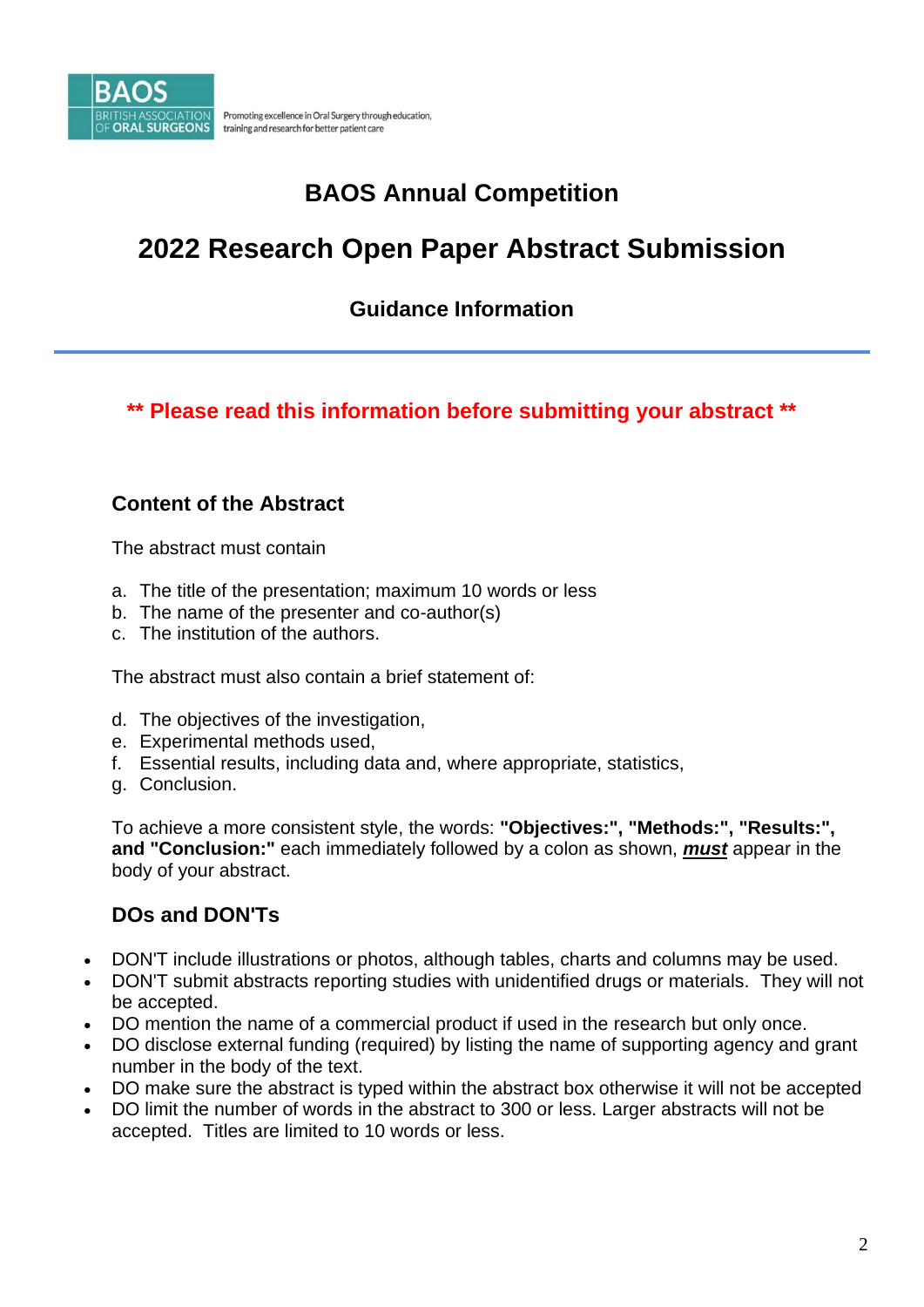BAOS
BRITISH ASSOCIATION OF ORAL SURGEONS

Promoting excellence in Oral Surgery through education, training and research for better patient care

# BAOS Annual Competition

# 2022 Research Open Paper Abstract Submission

## Guidance Information

---

**\*\* Please read this information before submitting your abstract \*\***

### Content of the Abstract

The abstract must contain

a. The title of the presentation; maximum 10 words or less
b. The name of the presenter and co-author(s)
c. The institution of the authors.

The abstract must also contain a brief statement of:

d. The objectives of the investigation,
e. Experimental methods used,
f. Essential results, including data and, where appropriate, statistics,
g. Conclusion.

To achieve a more consistent style, the words: **"Objectives:", "Methods:", "Results:", and "Conclusion:"** each immediately followed by a colon as shown, ***must*** appear in the body of your abstract.

### DOs and DON'Ts

- DON'T include illustrations or photos, although tables, charts and columns may be used.
- DON'T submit abstracts reporting studies with unidentified drugs or materials. They will not be accepted.
- DO mention the name of a commercial product if used in the research but only once.
- DO disclose external funding (required) by listing the name of supporting agency and grant number in the body of the text.
- DO make sure the abstract is typed within the abstract box otherwise it will not be accepted
- DO limit the number of words in the abstract to 300 or less. Larger abstracts will not be accepted. Titles are limited to 10 words or less.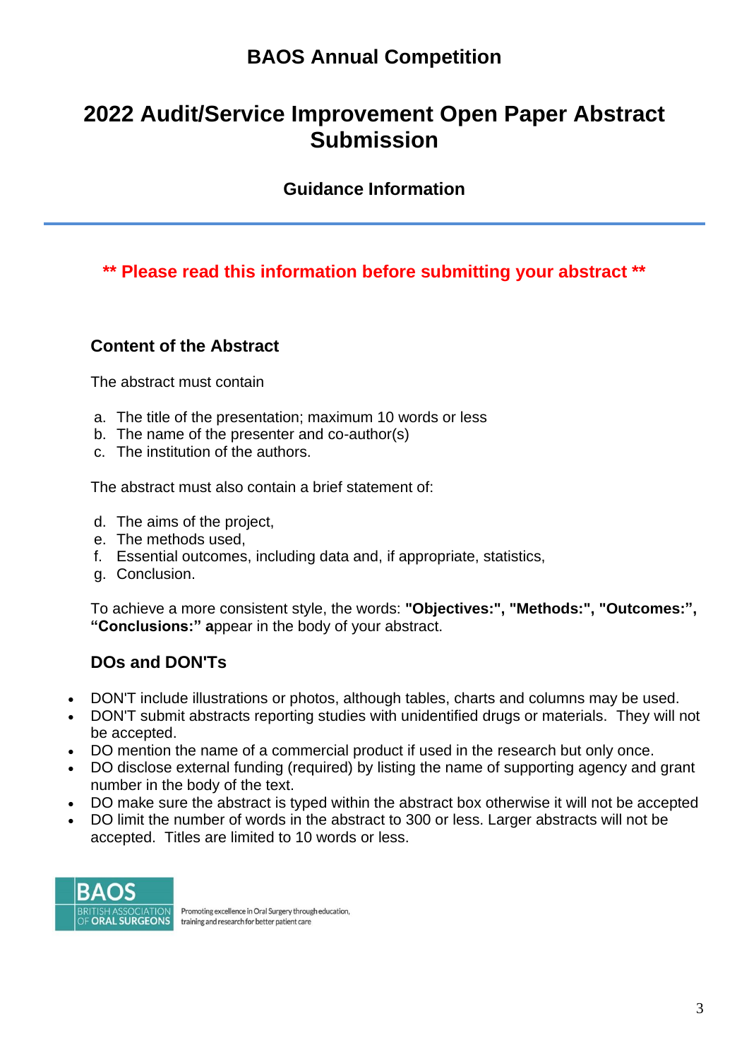# BAOS Annual Competition

# 2022 Audit/Service Improvement Open Paper Abstract Submission

### Guidance Information

---

**\*\* Please read this information before submitting your abstract \*\***

### Content of the Abstract

The abstract must contain

a. The title of the presentation; maximum 10 words or less
b. The name of the presenter and co-author(s)
c. The institution of the authors.

The abstract must also contain a brief statement of:

d. The aims of the project,
e. The methods used,
f. Essential outcomes, including data and, if appropriate, statistics,
g. Conclusion.

To achieve a more consistent style, the words: **"Objectives:", "Methods:", "Outcomes:", "Conclusions:" a**ppear in the body of your abstract.

### DOs and DON'Ts

- DON'T include illustrations or photos, although tables, charts and columns may be used.
- DON'T submit abstracts reporting studies with unidentified drugs or materials. They will not be accepted.
- DO mention the name of a commercial product if used in the research but only once.
- DO disclose external funding (required) by listing the name of supporting agency and grant number in the body of the text.
- DO make sure the abstract is typed within the abstract box otherwise it will not be accepted
- DO limit the number of words in the abstract to 300 or less. Larger abstracts will not be accepted. Titles are limited to 10 words or less.

BAOS
BRITISH ASSOCIATION OF ORAL SURGEONS

Promoting excellence in Oral Surgery through education, training and research for better patient care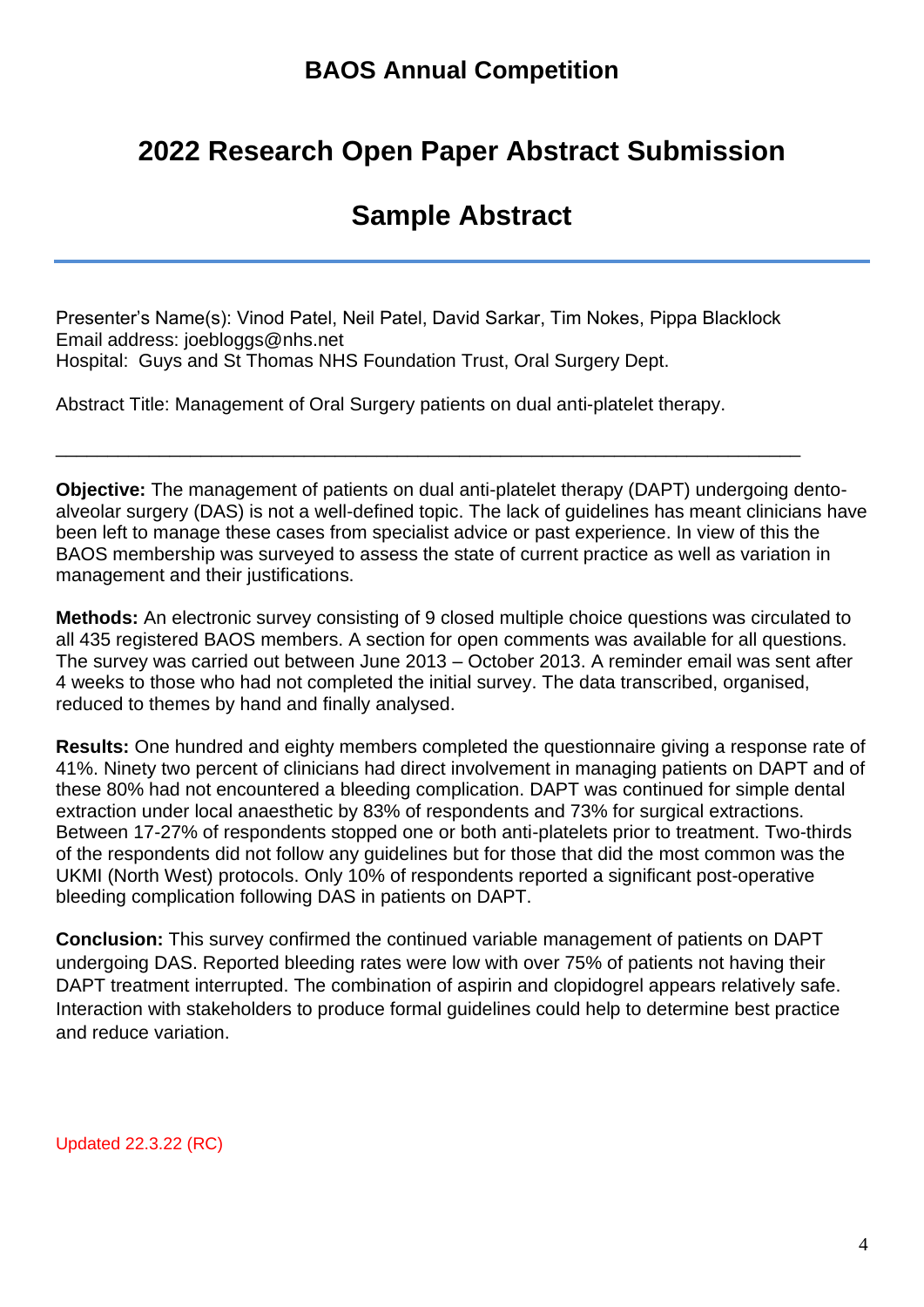# BAOS Annual Competition

# 2022 Research Open Paper Abstract Submission

# Sample Abstract

---

Presenter's Name(s): Vinod Patel, Neil Patel, David Sarkar, Tim Nokes, Pippa Blacklock
Email address: joebloggs@nhs.net
Hospital: Guys and St Thomas NHS Foundation Trust, Oral Surgery Dept.

Abstract Title: Management of Oral Surgery patients on dual anti-platelet therapy.

---

**Objective:** The management of patients on dual anti-platelet therapy (DAPT) undergoing dento-alveolar surgery (DAS) is not a well-defined topic. The lack of guidelines has meant clinicians have been left to manage these cases from specialist advice or past experience. In view of this the BAOS membership was surveyed to assess the state of current practice as well as variation in management and their justifications.

**Methods:** An electronic survey consisting of 9 closed multiple choice questions was circulated to all 435 registered BAOS members. A section for open comments was available for all questions. The survey was carried out between June 2013 – October 2013. A reminder email was sent after 4 weeks to those who had not completed the initial survey. The data transcribed, organised, reduced to themes by hand and finally analysed.

**Results:** One hundred and eighty members completed the questionnaire giving a response rate of 41%. Ninety two percent of clinicians had direct involvement in managing patients on DAPT and of these 80% had not encountered a bleeding complication. DAPT was continued for simple dental extraction under local anaesthetic by 83% of respondents and 73% for surgical extractions. Between 17-27% of respondents stopped one or both anti-platelets prior to treatment. Two-thirds of the respondents did not follow any guidelines but for those that did the most common was the UKMI (North West) protocols. Only 10% of respondents reported a significant post-operative bleeding complication following DAS in patients on DAPT.

**Conclusion:** This survey confirmed the continued variable management of patients on DAPT undergoing DAS. Reported bleeding rates were low with over 75% of patients not having their DAPT treatment interrupted. The combination of aspirin and clopidogrel appears relatively safe. Interaction with stakeholders to produce formal guidelines could help to determine best practice and reduce variation.

Updated 22.3.22 (RC)